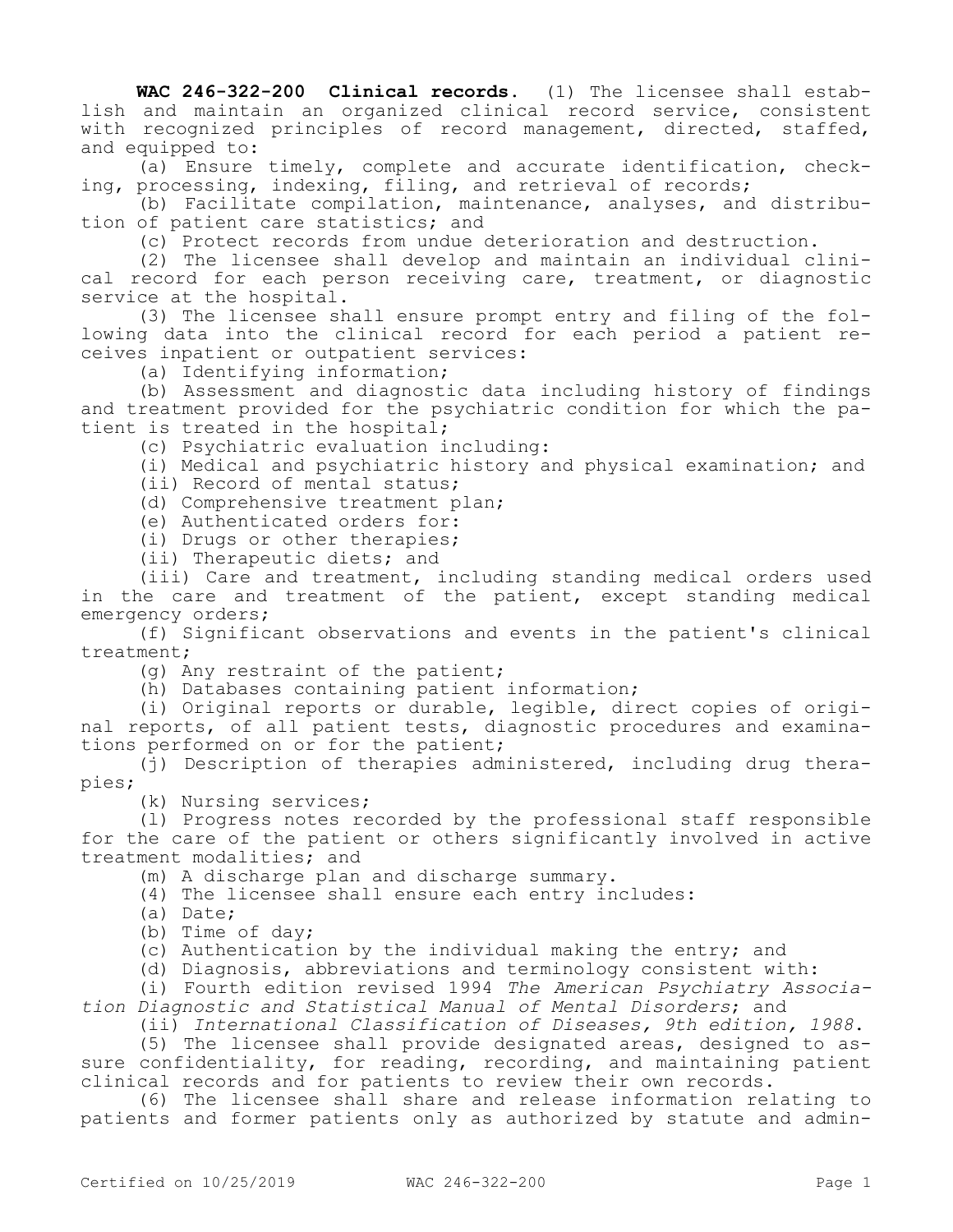**WAC 246-322-200 Clinical records.** (1) The licensee shall establish and maintain an organized clinical record service, consistent with recognized principles of record management, directed, staffed, and equipped to:

(a) Ensure timely, complete and accurate identification, checking, processing, indexing, filing, and retrieval of records;

(b) Facilitate compilation, maintenance, analyses, and distribution of patient care statistics; and

(c) Protect records from undue deterioration and destruction.

(2) The licensee shall develop and maintain an individual clinical record for each person receiving care, treatment, or diagnostic service at the hospital.

(3) The licensee shall ensure prompt entry and filing of the following data into the clinical record for each period a patient receives inpatient or outpatient services:

(a) Identifying information;

(b) Assessment and diagnostic data including history of findings and treatment provided for the psychiatric condition for which the patient is treated in the hospital;

(c) Psychiatric evaluation including:

(i) Medical and psychiatric history and physical examination; and

(ii) Record of mental status;

(d) Comprehensive treatment plan;

(e) Authenticated orders for:

(i) Drugs or other therapies;

(ii) Therapeutic diets; and

(iii) Care and treatment, including standing medical orders used in the care and treatment of the patient, except standing medical emergency orders;

(f) Significant observations and events in the patient's clinical treatment;

(g) Any restraint of the patient;

(h) Databases containing patient information;

(i) Original reports or durable, legible, direct copies of original reports, of all patient tests, diagnostic procedures and examinations performed on or for the patient;

(j) Description of therapies administered, including drug therapies;

(k) Nursing services;

(l) Progress notes recorded by the professional staff responsible for the care of the patient or others significantly involved in active treatment modalities; and

(m) A discharge plan and discharge summary.

(4) The licensee shall ensure each entry includes:

(a) Date;

(b) Time of day;

(c) Authentication by the individual making the entry; and

(d) Diagnosis, abbreviations and terminology consistent with:

(i) Fourth edition revised 1994 *The American Psychiatry Association Diagnostic and Statistical Manual of Mental Disorders*; and

(ii) *International Classification of Diseases, 9th edition, 1988*.

(5) The licensee shall provide designated areas, designed to assure confidentiality, for reading, recording, and maintaining patient clinical records and for patients to review their own records.

(6) The licensee shall share and release information relating to patients and former patients only as authorized by statute and admin-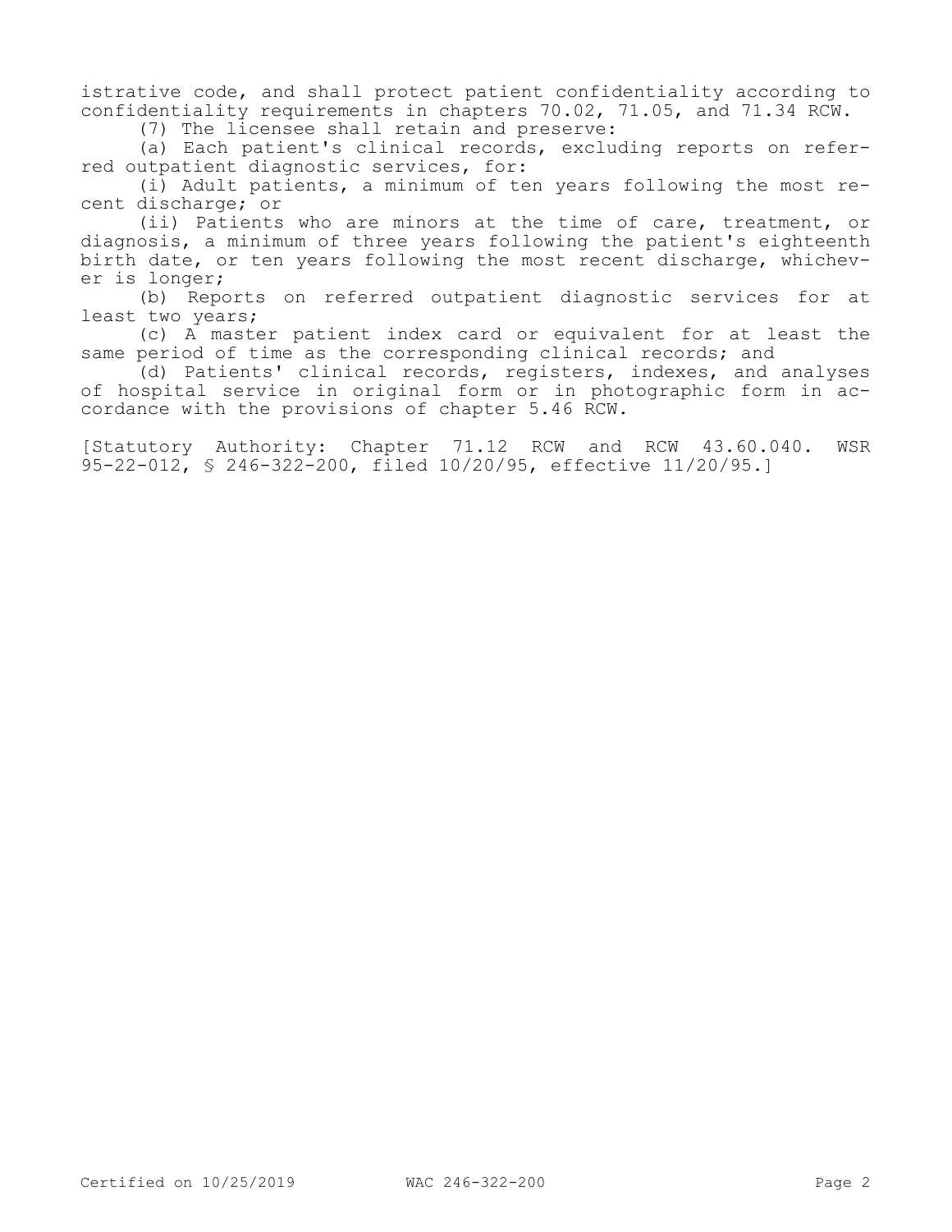istrative code, and shall protect patient confidentiality according to confidentiality requirements in chapters 70.02, 71.05, and 71.34 RCW.

(7) The licensee shall retain and preserve:

(a) Each patient's clinical records, excluding reports on referred outpatient diagnostic services, for:

(i) Adult patients, a minimum of ten years following the most recent discharge; or

(ii) Patients who are minors at the time of care, treatment, or diagnosis, a minimum of three years following the patient's eighteenth birth date, or ten years following the most recent discharge, whichever is longer;

(b) Reports on referred outpatient diagnostic services for at least two years;

(c) A master patient index card or equivalent for at least the same period of time as the corresponding clinical records; and

(d) Patients' clinical records, registers, indexes, and analyses of hospital service in original form or in photographic form in accordance with the provisions of chapter 5.46 RCW.

[Statutory Authority: Chapter 71.12 RCW and RCW 43.60.040. WSR 95-22-012, § 246-322-200, filed 10/20/95, effective 11/20/95.]